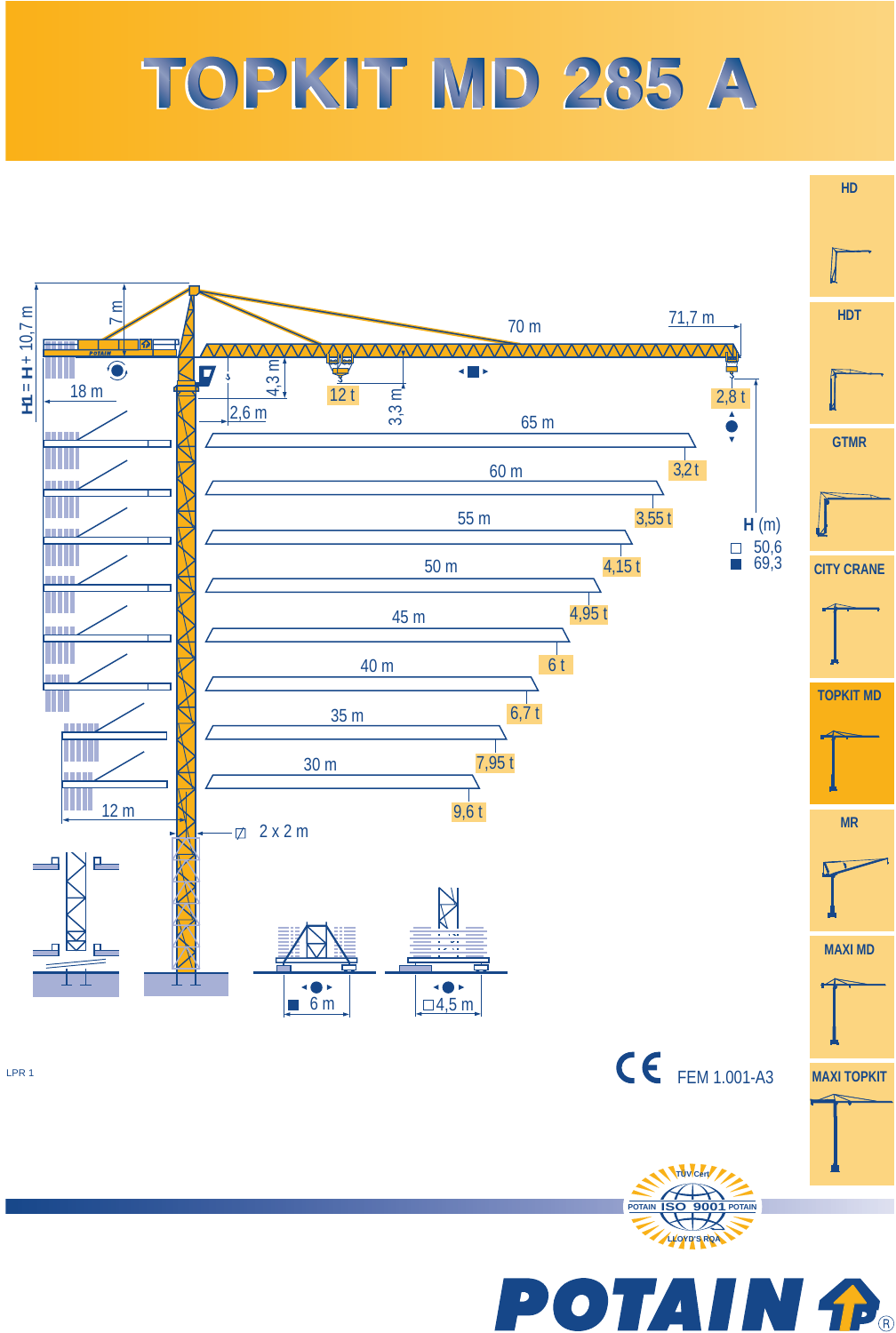# TOPKIT MD 285 A

HD

HDT

GTMR

CITY CRANE

TOPKIT MD

MR

MAXI MD

MAXI TOPKIT

H1 = H + 10,7 m

7 m

18 m

4,3 m

12 t

3,3 m

2,6 m

70 m

71,7 m

2,8 t

| Jib length | Tip load |
|---|---|
| 71,7 m | 2,8 t |
| 65 m | 3,2 t |
| 60 m | 3,55 t |
| 55 m | 4,15 t |
| 50 m | 4,95 t |
| 45 m | 6 t |
| 40 m | 6,7 t |
| 35 m | 7,95 t |
| 30 m | 9,6 t |

12 m

2 x 2 m

**H** (m)

□ 50,6

■ 69,3

■ 6 m

□ 4,5 m

LPR 1

CE FEM 1.001-A3

TÜV Cert POTAIN ISO 9001 POTAIN LLOYD'S RQA

POTAIN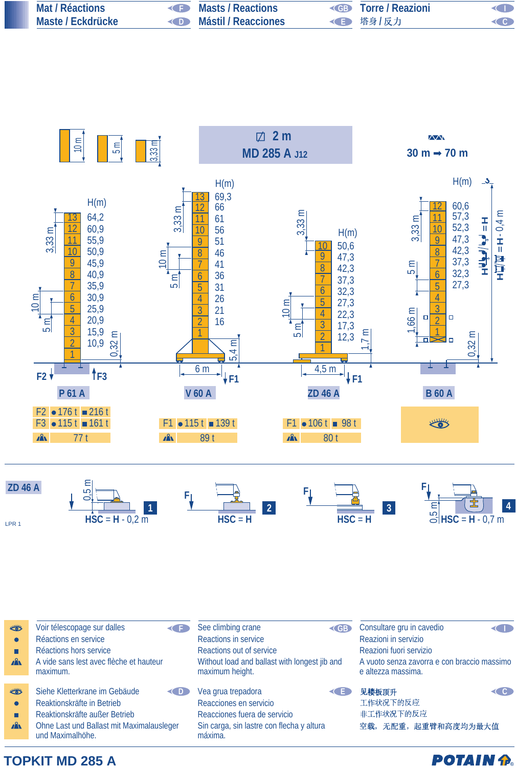# Mat / Réactions — Maste / Eckdrücke — Masts / Reactions — Mástil / Reacciones — Torre / Reazioni — 塔身 / 反力

10 m | 5 m | 3,33 m

**☐ 2 m**
**MD 285 A J12**

30 m ➡ 70 m

| | P 61 A | V 60 A | ZD 46 A | B 60 A |
|---|---|---|---|---|
| Sections | H(m) | H(m) | H(m) | H(m) |
| 13 | 64,2 | 69,3 | | |
| 12 | 60,9 | 66 | | 60,6 |
| 11 | 55,9 | 61 | | 57,3 |
| 10 | 50,9 | 56 | 50,6 | 52,3 |
| 9 | 45,9 | 51 | 47,3 | 47,3 |
| 8 | 40,9 | 46 | 42,3 | 42,3 |
| 7 | 35,9 | 41 | 37,3 | 37,3 |
| 6 | 30,9 | 36 | 32,3 | 32,3 |
| 5 | 25,9 | 31 | 27,3 | 27,3 |
| 4 | 20,9 | 26 | 22,3 | |
| 3 | 15,9 | 21 | 17,3 | |
| 2 | 10,9 | 16 | 12,3 | |

P 61 A: 0,32 m — V 60 A: 6 m, 5,4 m — ZD 46 A: 4,5 m, 1,7 m — B 60 A: 1,66 m, 0,32 m; H = H(m) / H = H - 0,4 m

| | P 61 A | | V 60 A | | ZD 46 A | | B 60 A |
|---|---|---|---|---|---|---|---|
| | ● | ■ | ● | ■ | ● | ■ | |
| F2 | 176 t | 216 t | | | | | 👁 |
| F3 | 115 t | 161 t | | | | | |
| F1 | | | 115 t | 139 t | 106 t | 98 t | |
| ⛰ | 77 t | | 89 t | | 80 t | | |

**ZD 46 A**

1. HSC = H - 0,2 m (0,5 m)
2. HSC = H
3. HSC = H
4. HSC = H - 0,7 m (0,5 m)

LPR 1

| | F | GB | I |
|---|---|---|---|
| 👁 | Voir télescopage sur dalles | See climbing crane | Consultare gru in cavedio |
| ● | Réactions en service | Reactions in service | Reazioni in servizio |
| ■ | Réactions hors service | Reactions out of service | Reazioni fuori servizio |
| ⛰ | A vide sans lest avec flèche et hauteur maximum. | Without load and ballast with longest jib and maximum height. | A vuoto senza zavorra e con braccio massimo e altezza massima. |

| | D | E | C |
|---|---|---|---|
| 👁 | Siehe Kletterkrane im Gebäude | Vea grua trepadora | 见楼板顶升 |
| ● | Reaktionskräfte in Betrieb | Reacciones en servicio | 工作状况下的反应 |
| ■ | Reaktionskräfte außer Betrieb | Reacciones fuera de servicio | 非工作状况下的反应 |
| ⛰ | Ohne Last und Ballast mit Maximalausleger und Maximalhöhe. | Sin carga, sin lastre con flecha y altura máxima. | 空载，无配重，起重臂和高度均为最大值 |

**TOPKIT MD 285 A** — POTAIN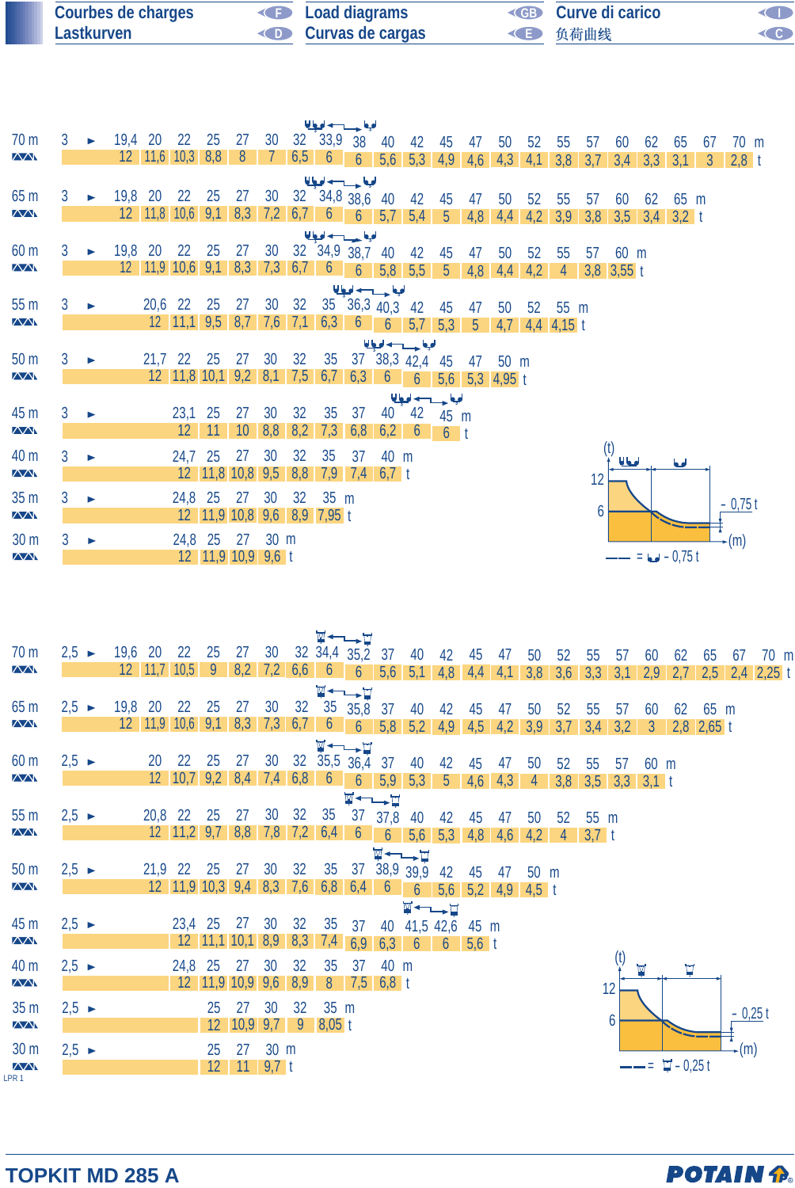# Courbes de charges / Load diagrams / Curve di carico / Lastkurven / Curvas de cargas / 负荷曲线

| Jib | | | | | | | | | | | | | | | | | | | | | | | | | | | |
|---|---|---|---|---|---|---|---|---|---|---|---|---|---|---|---|---|---|---|---|---|---|---|---|---|---|---|---|
| 70 m | 3 ► | 19,4 | 20 | 22 | 25 | 27 | 30 | 32 | 33,9 | 38 | 40 | 42 | 45 | 47 | 50 | 52 | 55 | 57 | 60 | 62 | 65 | 67 | 70 | m |
| | | 12 | 11,6 | 10,3 | 8,8 | 8 | 7 | 6,5 | 6 | 6 | 5,6 | 5,3 | 4,9 | 4,6 | 4,3 | 4,1 | 3,8 | 3,7 | 3,4 | 3,3 | 3,1 | 3 | 2,8 | t |
| 65 m | 3 ► | 19,8 | 20 | 22 | 25 | 27 | 30 | 32 | 34,8 | 38,6 | 40 | 42 | 45 | 47 | 50 | 52 | 55 | 57 | 60 | 62 | 65 | m |
| | | 12 | 11,8 | 10,6 | 9,1 | 8,3 | 7,2 | 6,7 | 6 | 6 | 5,7 | 5,4 | 5 | 4,8 | 4,4 | 4,2 | 3,9 | 3,8 | 3,5 | 3,4 | 3,2 | t |
| 60 m | 3 ► | 19,8 | 20 | 22 | 25 | 27 | 30 | 32 | 34,9 | 38,7 | 40 | 42 | 45 | 47 | 50 | 52 | 55 | 57 | 60 | m |
| | | 12 | 11,9 | 10,6 | 9,1 | 8,3 | 7,3 | 6,7 | 6 | 6 | 5,8 | 5,5 | 5 | 4,8 | 4,4 | 4,2 | 4 | 3,8 | 3,55 | t |
| 55 m | 3 ► | 20,6 | 22 | 25 | 27 | 30 | 32 | 35 | 36,3 | 40,3 | 42 | 45 | 47 | 50 | 52 | 55 | m |
| | | 12 | 11,1 | 9,5 | 8,7 | 7,6 | 7,1 | 6,3 | 6 | 6 | 5,7 | 5,3 | 5 | 4,7 | 4,4 | 4,15 | t |
| 50 m | 3 ► | 21,7 | 22 | 25 | 27 | 30 | 32 | 35 | 37 | 38,3 | 42,4 | 45 | 47 | 50 | m |
| | | 12 | 11,8 | 10,1 | 9,2 | 8,1 | 7,5 | 6,7 | 6,3 | 6 | 6 | 5,6 | 5,3 | 4,95 | t |
| 45 m | 3 ► | 23,1 | 25 | 27 | 30 | 32 | 35 | 37 | 40 | 42 | 45 | m |
| | | 12 | 11 | 10 | 8,8 | 8,2 | 7,3 | 6,8 | 6,2 | 6 | 6 | t |
| 40 m | 3 ► | 24,7 | 25 | 27 | 30 | 32 | 35 | 37 | 40 | m |
| | | 12 | 11,8 | 10,8 | 9,5 | 8,8 | 7,9 | 7,4 | 6,7 | t |
| 35 m | 3 ► | 24,8 | 25 | 27 | 30 | 32 | 35 | m |
| | | 12 | 11,9 | 10,8 | 9,6 | 8,9 | 7,95 | t |
| 30 m | 3 ► | 24,8 | 25 | 27 | 30 | m |
| | | 12 | 11,9 | 10,9 | 9,6 | t |

(t) 12 / 6 — (m) — - 0,75 t

— — = - 0,75 t

| Jib | | | | | | | | | | | | | | | | | | | | | | | | | | | |
|---|---|---|---|---|---|---|---|---|---|---|---|---|---|---|---|---|---|---|---|---|---|---|---|---|---|---|---|
| 70 m | 2,5 ► | 19,6 | 20 | 22 | 25 | 27 | 30 | 32 | 34,4 | 35,2 | 37 | 40 | 42 | 45 | 47 | 50 | 52 | 55 | 57 | 60 | 62 | 65 | 67 | 70 | m |
| | | 12 | 11,7 | 10,5 | 9 | 8,2 | 7,2 | 6,6 | 6 | 6 | 5,6 | 5,1 | 4,8 | 4,4 | 4,1 | 3,8 | 3,6 | 3,3 | 3,1 | 2,9 | 2,7 | 2,5 | 2,4 | 2,25 | t |
| 65 m | 2,5 ► | 19,8 | 20 | 22 | 25 | 27 | 30 | 32 | 35 | 35,8 | 37 | 40 | 42 | 45 | 47 | 50 | 52 | 55 | 57 | 60 | 62 | 65 | m |
| | | 12 | 11,9 | 10,6 | 9,1 | 8,3 | 7,3 | 6,7 | 6 | 6 | 5,8 | 5,2 | 4,9 | 4,5 | 4,2 | 3,9 | 3,7 | 3,4 | 3,2 | 3 | 2,8 | 2,65 | t |
| 60 m | 2,5 ► | 20 | 22 | 25 | 27 | 30 | 32 | 35,5 | 36,4 | 37 | 40 | 42 | 45 | 47 | 50 | 52 | 55 | 57 | 60 | m |
| | | 12 | 10,7 | 9,2 | 8,4 | 7,4 | 6,8 | 6 | 6 | 5,9 | 5,3 | 5 | 4,6 | 4,3 | 4 | 3,8 | 3,5 | 3,3 | 3,1 | t |
| 55 m | 2,5 ► | 20,8 | 22 | 25 | 27 | 30 | 32 | 35 | 37 | 37,8 | 40 | 42 | 45 | 47 | 50 | 52 | 55 | m |
| | | 12 | 11,2 | 9,7 | 8,8 | 7,8 | 7,2 | 6,4 | 6 | 6 | 5,6 | 5,3 | 4,8 | 4,6 | 4,2 | 4 | 3,7 | t |
| 50 m | 2,5 ► | 21,9 | 22 | 25 | 27 | 30 | 32 | 35 | 37 | 38,9 | 39,9 | 42 | 45 | 47 | 50 | m |
| | | 12 | 11,9 | 10,3 | 9,4 | 8,3 | 7,6 | 6,8 | 6,4 | 6 | 6 | 5,6 | 5,2 | 4,9 | 4,5 | t |
| 45 m | 2,5 ► | 23,4 | 25 | 27 | 30 | 32 | 35 | 37 | 40 | 41,5 | 42,6 | 45 | m |
| | | 12 | 11,1 | 10,1 | 8,9 | 8,3 | 7,4 | 6,9 | 6,3 | 6 | 6 | 5,6 | t |
| 40 m | 2,5 ► | 24,8 | 25 | 27 | 30 | 32 | 35 | 37 | 40 | m |
| | | 12 | 11,9 | 10,9 | 9,6 | 8,9 | 8 | 7,5 | 6,8 | t |
| 35 m | 2,5 ► | 25 | 27 | 30 | 32 | 35 | m |
| | | 12 | 10,9 | 9,7 | 9 | 8,05 | t |
| 30 m | 2,5 ► | 25 | 27 | 30 | m |
| | | 12 | 11 | 9,7 | t |

(t) 12 / 6 — (m) — - 0,25 t

— — = - 0,25 t

LPR 1

**TOPKIT MD 285 A** — POTAIN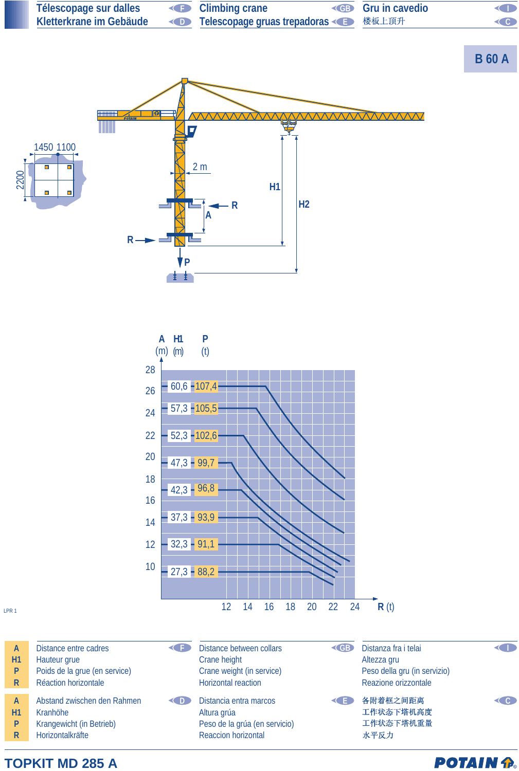Télescopage sur dalles (F) | Climbing crane (GB) | Gru in cavedio (I)

Kletterkrane im Gebäude (D) | Telescopage gruas trepadoras (E) | 楼板上顶升 (C)

# B 60 A

1450 1100

2200

2 m

H1

H2

R

A

R

P

| A (m) | H1 (m) | P (t) |
|---|---|---|
| 26 | 60,6 | 107,4 |
| 24 | 57,3 | 105,5 |
| 22 | 52,3 | 102,6 |
| 20 | 47,3 | 99,7 |
| 18 | 42,3 | 96,8 |
| 16 | 37,3 | 93,9 |
| 14 | 32,3 | 91,1 |
| 12 | 27,3 | 88,2 |

R (t): 12 14 16 18 20 22 24

LPR 1

| | (F) | (GB) | (I) |
|---|---|---|---|
| A | Distance entre cadres | Distance between collars | Distanza fra i telai |
| H1 | Hauteur grue | Crane height | Altezza gru |
| P | Poids de la grue (en service) | Crane weight (in service) | Peso della gru (in servizio) |
| R | Réaction horizontale | Horizontal reaction | Reazione orizzontale |

| | (D) | (E) | (C) |
|---|---|---|---|
| A | Abstand zwischen den Rahmen | Distancia entra marcos | 各附着框之间距离 |
| H1 | Kranhöhe | Altura grúa | 工作状态下塔机高度 |
| P | Krangewicht (in Betrieb) | Peso de la grúa (en servicio) | 工作状态下塔机重量 |
| R | Horizontalkräfte | Reaccion horizontal | 水平反力 |

TOPKIT MD 285 A

POTAIN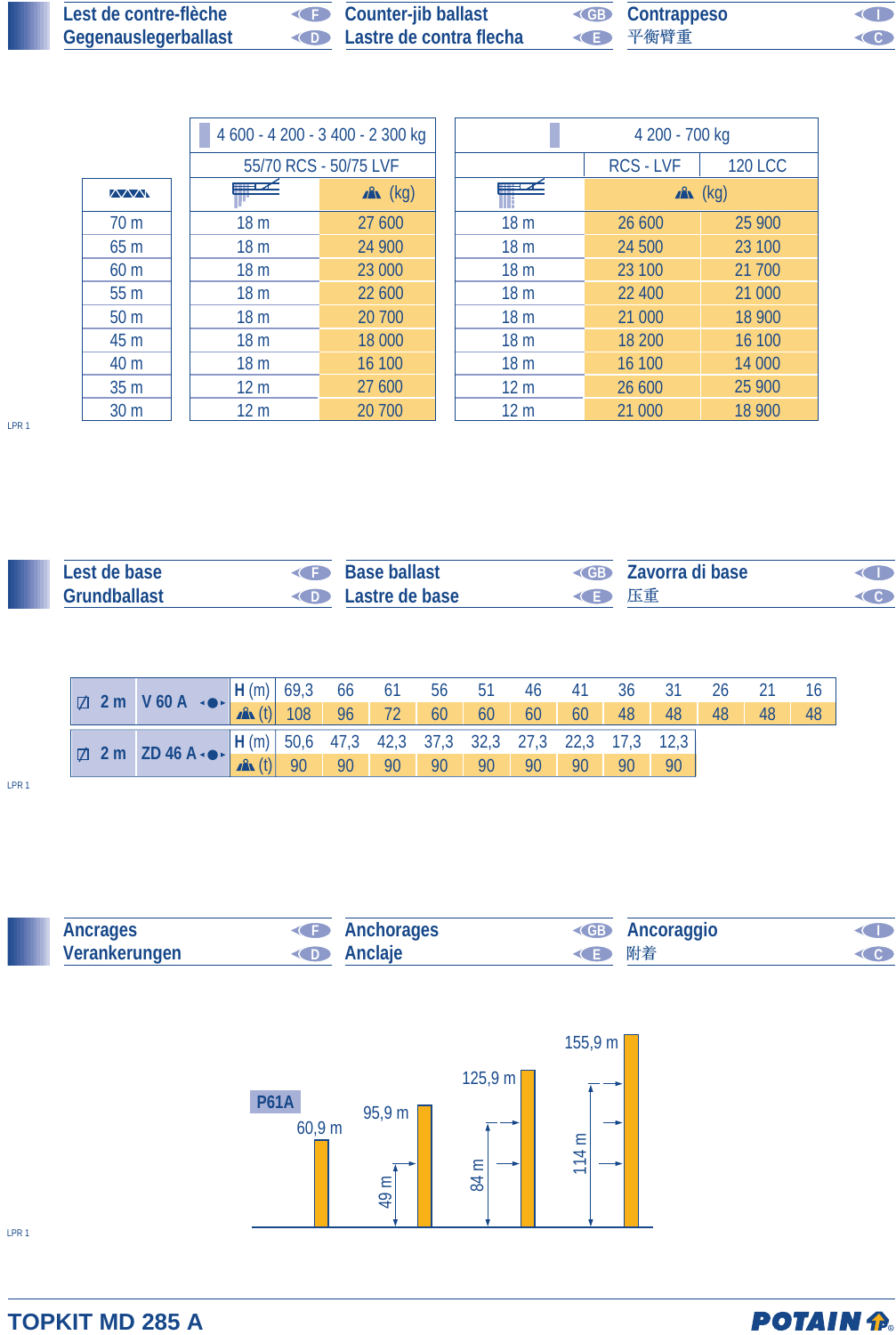## Lest de contre-flèche ◄F · Counter-jib ballast ◄GB · Contrappeso ◄I
## Gegenauslegerballast ◄D · Lastre de contra flecha ◄E · 平衡臂重 ◄C

| | 4 600 - 4 200 - 3 400 - 2 300 kg | | 4 200 - 700 kg | | |
|---|---|---|---|---|---|
| | 55/70 RCS - 50/75 LVF | | | RCS - LVF | 120 LCC |
| | | (kg) | | (kg) | |
| 70 m | 18 m | 27 600 | 18 m | 26 600 | 25 900 |
| 65 m | 18 m | 24 900 | 18 m | 24 500 | 23 100 |
| 60 m | 18 m | 23 000 | 18 m | 23 100 | 21 700 |
| 55 m | 18 m | 22 600 | 18 m | 22 400 | 21 000 |
| 50 m | 18 m | 20 700 | 18 m | 21 000 | 18 900 |
| 45 m | 18 m | 18 000 | 18 m | 18 200 | 16 100 |
| 40 m | 18 m | 16 100 | 18 m | 16 100 | 14 000 |
| 35 m | 12 m | 27 600 | 12 m | 26 600 | 25 900 |
| 30 m | 12 m | 20 700 | 12 m | 21 000 | 18 900 |

LPR 1

## Lest de base ◄F · Base ballast ◄GB · Zavorra di base ◄I
## Grundballast ◄D · Lastre de base ◄E · 压重 ◄C

| | | H (m) | 69,3 | 66 | 61 | 56 | 51 | 46 | 41 | 36 | 31 | 26 | 21 | 16 |
|---|---|---|---|---|---|---|---|---|---|---|---|---|---|---|
| 2 m | V 60 A | (t) | 108 | 96 | 72 | 60 | 60 | 60 | 60 | 48 | 48 | 48 | 48 | 48 |
| | | H (m) | 50,6 | 47,3 | 42,3 | 37,3 | 32,3 | 27,3 | 22,3 | 17,3 | 12,3 | | | |
| 2 m | ZD 46 A | (t) | 90 | 90 | 90 | 90 | 90 | 90 | 90 | 90 | 90 | | | |

LPR 1

## Ancrages ◄F · Anchorages ◄GB · Ancoraggio ◄I
## Verankerungen ◄D · Anclaje ◄E · 附着 ◄C

P61A

60,9 m

95,9 m — 49 m

125,9 m — 84 m

155,9 m — 114 m

LPR 1

TOPKIT MD 285 A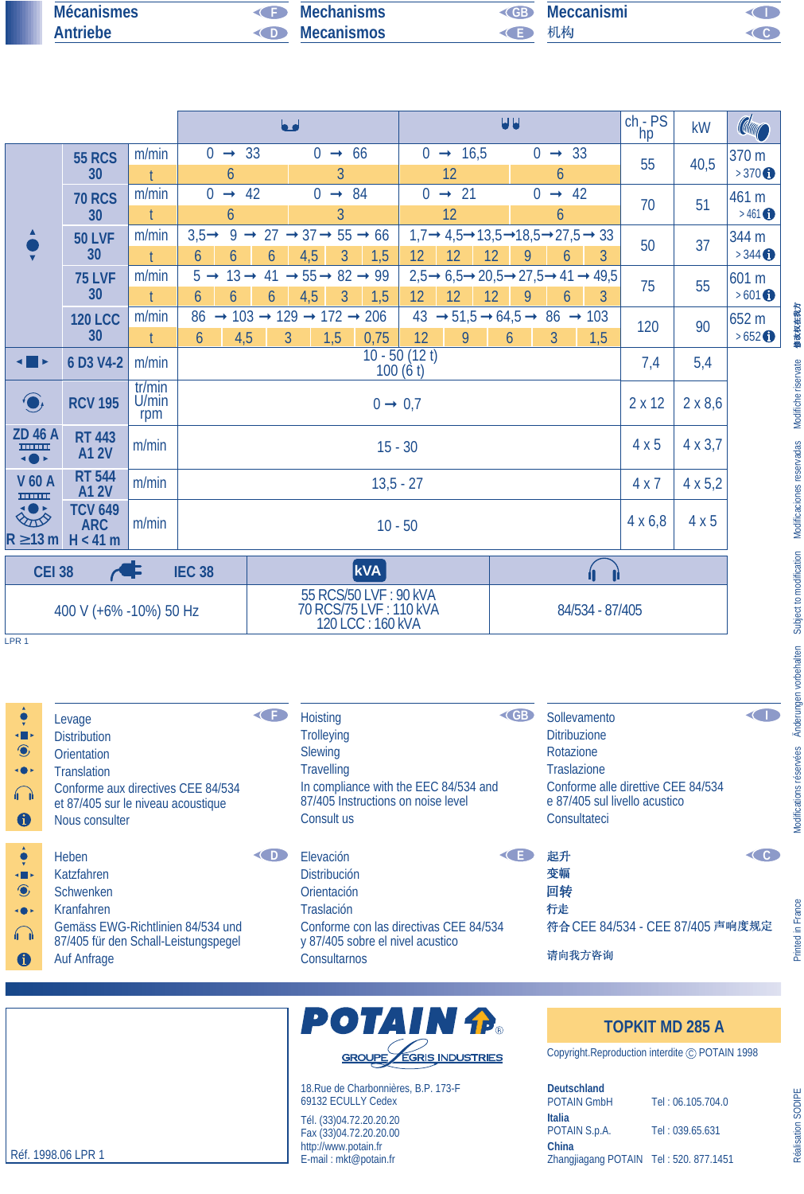Mécanismes (F) | Mechanisms (GB) | Meccanismi (I)
Antriebe (D) | Mecanismos (E) | 机构 (C)

| | | | | | | | | | | | | | ch - PS hp | kW | |
|---|---|---|---|---|---|---|---|---|---|---|---|---|---|---|---|
| | 55 RCS 30 | m/min | 0 → 33 | | | 0 → 66 | | | 0 → 16,5 | | | 0 → 33 | 55 | 40,5 | 370 m > 370 ⓘ |
| | | t | 6 | | | 3 | | | 12 | | | 6 | | | |
| | 70 RCS 30 | m/min | 0 → 42 | | | 0 → 84 | | | 0 → 21 | | | 0 → 42 | 70 | 51 | 461 m > 461 ⓘ |
| | | t | 6 | | | 3 | | | 12 | | | 6 | | | |
| | 50 LVF 30 | m/min | 3,5→ | 9 → | 27 → | 37 → | 55 → | 66 | 1,7→ | 4,5→ | 13,5→ | 18,5→ | 27,5→ 33 | 50 | 37 | 344 m > 344 ⓘ |
| | | t | 6 | 6 | 6 | 4,5 | 3 | 1,5 | 12 | 12 | 12 | 9 | 6 / 3 | | |
| | 75 LVF 30 | m/min | 5 → | 13 → | 41 → | 55 → | 82 → | 99 | 2,5→ | 6,5→ | 20,5→ | 27,5→ | 41 → 49,5 | 75 | 55 | 601 m > 601 ⓘ |
| | | t | 6 | 6 | 6 | 4,5 | 3 | 1,5 | 12 | 12 | 12 | 9 | 6 / 3 | | |
| | 120 LCC 30 | m/min | 86 → | 103 → | 129 → | 172 → | 206 | | 43 → | 51,5 → | 64,5 → | 86 → | 103 | 120 | 90 | 652 m > 652 ⓘ |
| | | t | 6 | 4,5 | 3 | 1,5 | 0,75 | | 12 | 9 | 6 | 3 | 1,5 | | | |
| | 6 D3 V4-2 | m/min | 10 - 50 (12 t) 100 (6 t) | | | | | | | | | | | 7,4 | 5,4 | |
| | RCV 195 | tr/min U/min rpm | 0 → 0,7 | | | | | | | | | | | 2 x 12 | 2 x 8,6 | |
| ZD 46 A | RT 443 A1 2V | m/min | 15 - 30 | | | | | | | | | | | 4 x 5 | 4 x 3,7 | |
| V 60 A | RT 544 A1 2V | m/min | 13,5 - 27 | | | | | | | | | | | 4 x 7 | 4 x 5,2 | |
| R ≥13 m | TCV 649 ARC H < 41 m | m/min | 10 - 50 | | | | | | | | | | | 4 x 6,8 | 4 x 5 | |

| CEI 38 / IEC 38 | kVA | |
|---|---|---|
| 400 V (+6% -10%) 50 Hz | 55 RCS/50 LVF : 90 kVA<br>70 RCS/75 LVF : 110 kVA<br>120 LCC : 160 kVA | 84/534 - 87/405 |

LPR 1

**F**
Levage
Distribution
Orientation
Translation
Conforme aux directives CEE 84/534 et 87/405 sur le niveau acoustique
Nous consulter

**GB**
Hoisting
Trolleying
Slewing
Travelling
In compliance with the EEC 84/534 and 87/405 Instructions on noise level
Consult us

**I**
Sollevamento
Ditribuzione
Rotazione
Traslazione
Conforme alle direttive CEE 84/534 e 87/405 sul livello acustico
Consultateci

**D**
Heben
Katzfahren
Schwenken
Kranfahren
Gemäss EWG-Richtlinien 84/534 und 87/405 für den Schall-Leistungspegel
Auf Anfrage

**E**
Elevación
Distribución
Orientación
Traslación
Conforme con las directivas CEE 84/534 y 87/405 sobre el nivel acustico
Consultarnos

**C**
起升
变幅
回转
行走
符合CEE 84/534 - CEE 87/405 声响度规定
请向我方咨询

Réf. 1998.06 LPR 1

POTAIN
GROUPE LEGRIS INDUSTRIES

18.Rue de Charbonnières, B.P. 173-F
69132 ECULLY Cedex

Tél. (33)04.72.20.20.20
Fax (33)04.72.20.20.00
http://www.potain.fr
E-mail : mkt@potain.fr

## TOPKIT MD 285 A

Copyright.Reproduction interdite © POTAIN 1998

**Deutschland**
POTAIN GmbH Tel : 06.105.704.0
**Italia**
POTAIN S.p.A. Tel : 039.65.631
**China**
Zhangjiagang POTAIN Tel : 520. 877.1451

Modifications réservées – Änderungen vorbehalten – Subject to modification – Modificaciones reservadas – Modifiche riservate – 修改权在我方

Printed in France

Réalisation SODIPE